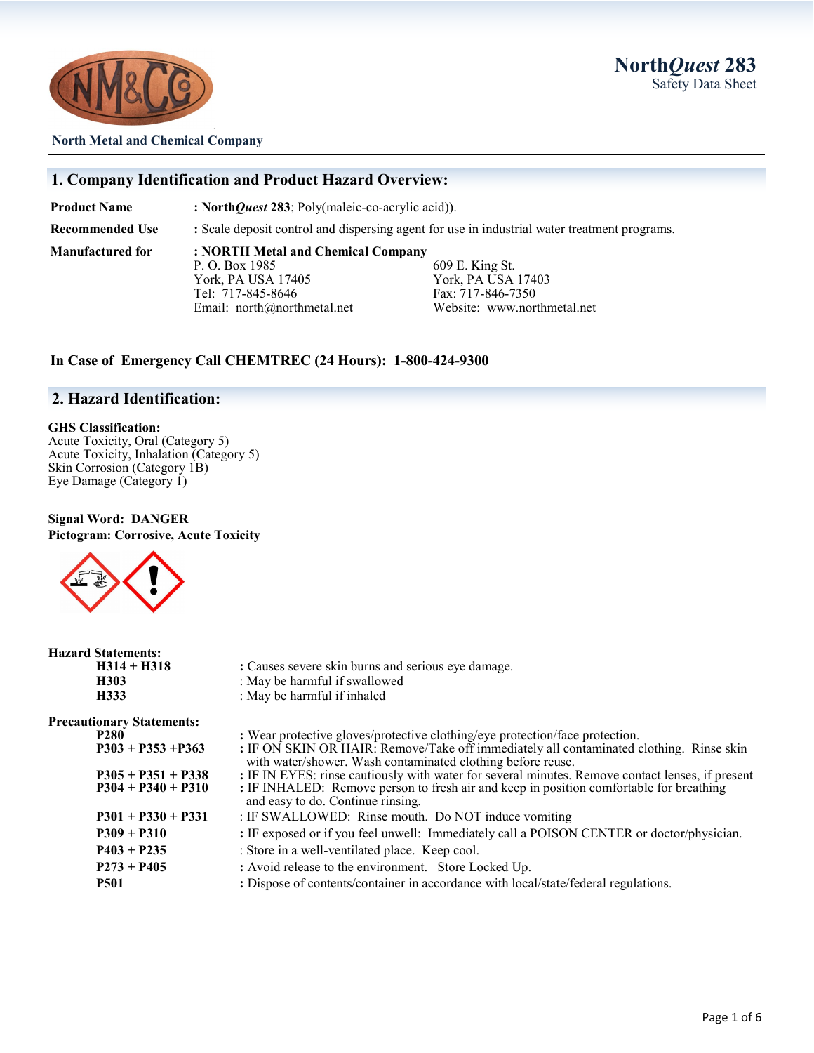# North*Quest* 283
Safety Data Sheet

**North Metal and Chemical Company**

## 1. Company Identification and Product Hazard Overview:

**Product Name** : **North*Quest* 283**; Poly(maleic-co-acrylic acid)).

**Recommended Use** : Scale deposit control and dispersing agent for use in industrial water treatment programs.

**Manufactured for** : **NORTH Metal and Chemical Company**

P. O. Box 1985
York, PA USA 17405
Tel: 717-845-8646
Email: north@northmetal.net

609 E. King St.
York, PA USA 17403
Fax: 717-846-7350
Website: www.northmetal.net

**In Case of Emergency Call CHEMTREC (24 Hours): 1-800-424-9300**

## 2. Hazard Identification:

**GHS Classification:**
Acute Toxicity, Oral (Category 5)
Acute Toxicity, Inhalation (Category 5)
Skin Corrosion (Category 1B)
Eye Damage (Category 1)

**Signal Word: DANGER**
**Pictogram: Corrosive, Acute Toxicity**

**Hazard Statements:**

| | |
|---|---|
| **H314 + H318** | : Causes severe skin burns and serious eye damage. |
| **H303** | : May be harmful if swallowed |
| **H333** | : May be harmful if inhaled |

**Precautionary Statements:**

| | |
|---|---|
| **P280** | : Wear protective gloves/protective clothing/eye protection/face protection. |
| **P303 + P353 +P363** | : IF ON SKIN OR HAIR: Remove/Take off immediately all contaminated clothing. Rinse skin with water/shower. Wash contaminated clothing before reuse. |
| **P305 + P351 + P338** | : IF IN EYES: rinse cautiously with water for several minutes. Remove contact lenses, if present |
| **P304 + P340 + P310** | : IF INHALED: Remove person to fresh air and keep in position comfortable for breathing and easy to do. Continue rinsing. |
| **P301 + P330 + P331** | : IF SWALLOWED: Rinse mouth. Do NOT induce vomiting |
| **P309 + P310** | : IF exposed or if you feel unwell: Immediately call a POISON CENTER or doctor/physician. |
| **P403 + P235** | : Store in a well-ventilated place. Keep cool. |
| **P273 + P405** | : Avoid release to the environment. Store Locked Up. |
| **P501** | : Dispose of contents/container in accordance with local/state/federal regulations. |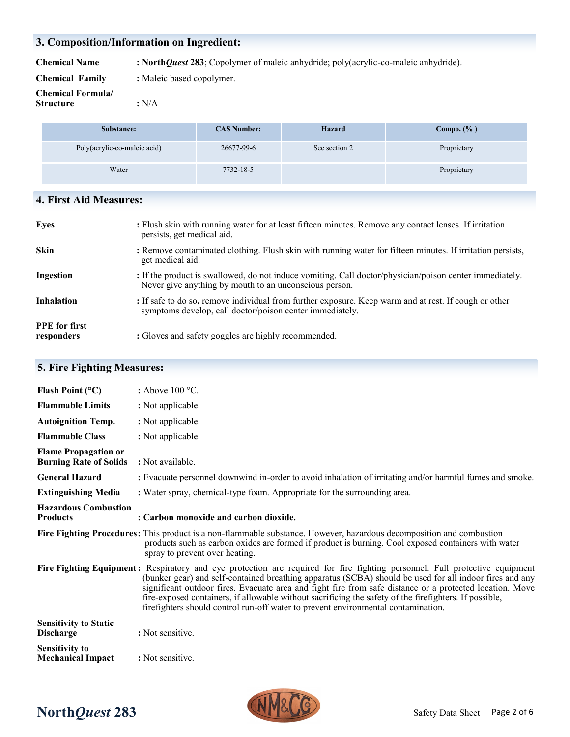## 3. Composition/Information on Ingredient:

**Chemical Name** : **North*Quest* 283**; Copolymer of maleic anhydride; poly(acrylic-co-maleic anhydride).

**Chemical Family** : Maleic based copolymer.

**Chemical Formula/ Structure** : N/A

| Substance: | CAS Number: | Hazard | Compo. (% ) |
|---|---|---|---|
| Poly(acrylic-co-maleic acid) | 26677-99-6 | See section 2 | Proprietary |
| Water | 7732-18-5 | —— | Proprietary |

## 4. First Aid Measures:

**Eyes** : Flush skin with running water for at least fifteen minutes. Remove any contact lenses. If irritation persists, get medical aid.

**Skin** : Remove contaminated clothing. Flush skin with running water for fifteen minutes. If irritation persists, get medical aid.

**Ingestion** : If the product is swallowed, do not induce vomiting. Call doctor/physician/poison center immediately. Never give anything by mouth to an unconscious person.

**Inhalation** : If safe to do so, remove individual from further exposure. Keep warm and at rest. If cough or other symptoms develop, call doctor/poison center immediately.

**PPE for first responders** : Gloves and safety goggles are highly recommended.

## 5. Fire Fighting Measures:

**Flash Point (°C)** : Above 100 °C.

**Flammable Limits** : Not applicable.

**Autoignition Temp.** : Not applicable.

**Flammable Class** : Not applicable.

**Flame Propagation or Burning Rate of Solids** : Not available.

**General Hazard** : Evacuate personnel downwind in-order to avoid inhalation of irritating and/or harmful fumes and smoke.

**Extinguishing Media** : Water spray, chemical-type foam. Appropriate for the surrounding area.

**Hazardous Combustion Products** : **Carbon monoxide and carbon dioxide.**

**Fire Fighting Procedures**: This product is a non-flammable substance. However, hazardous decomposition and combustion products such as carbon oxides are formed if product is burning. Cool exposed containers with water spray to prevent over heating.

**Fire Fighting Equipment**: Respiratory and eye protection are required for fire fighting personnel. Full protective equipment (bunker gear) and self-contained breathing apparatus (SCBA) should be used for all indoor fires and any significant outdoor fires. Evacuate area and fight fire from safe distance or a protected location. Move fire-exposed containers, if allowable without sacrificing the safety of the firefighters. If possible, firefighters should control run-off water to prevent environmental contamination.

**Sensitivity to Static Discharge** : Not sensitive.

**Sensitivity to Mechanical Impact** : Not sensitive.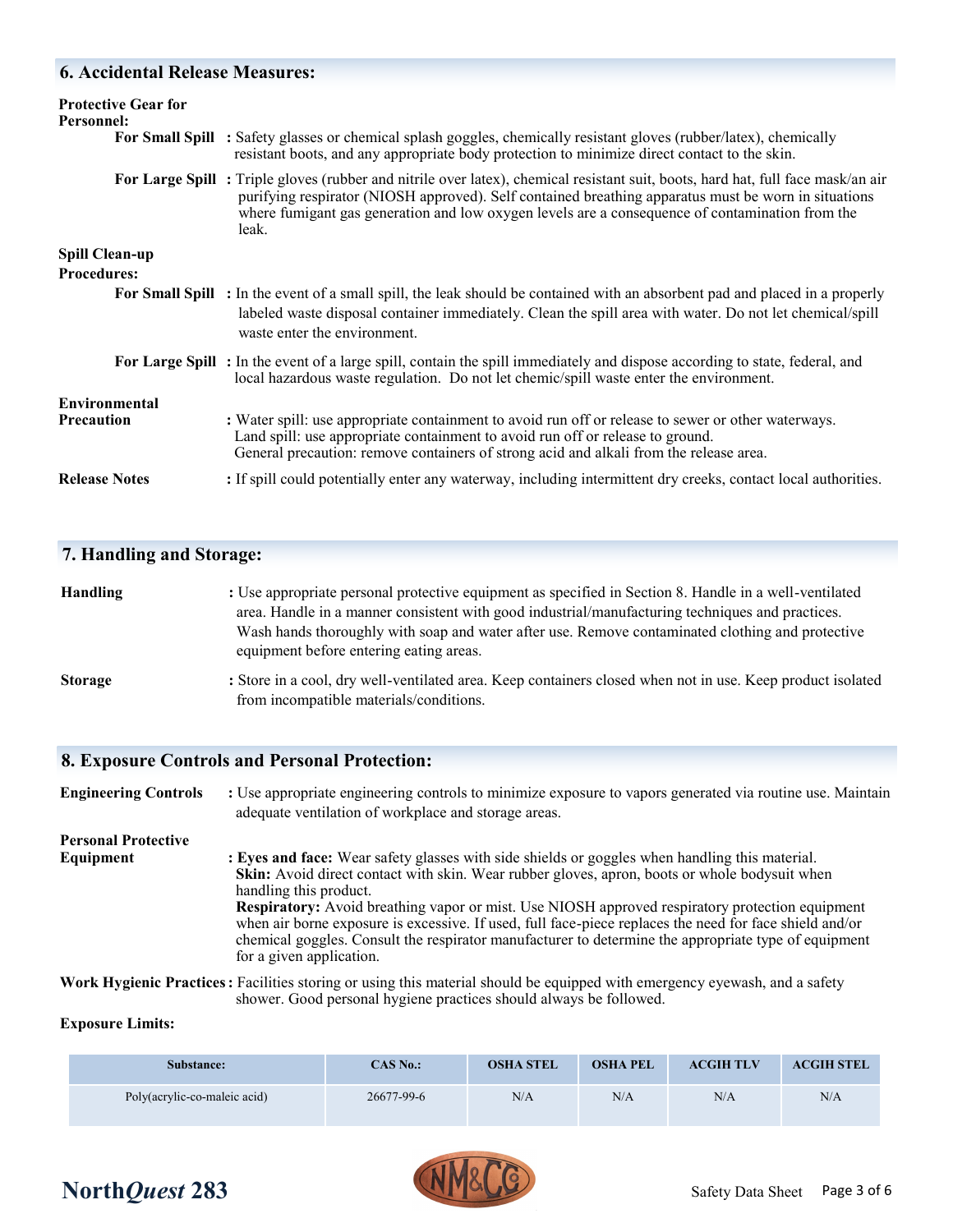## 6. Accidental Release Measures:

**Protective Gear for Personnel:**

**For Small Spill** : Safety glasses or chemical splash goggles, chemically resistant gloves (rubber/latex), chemically resistant boots, and any appropriate body protection to minimize direct contact to the skin.

**For Large Spill** : Triple gloves (rubber and nitrile over latex), chemical resistant suit, boots, hard hat, full face mask/an air purifying respirator (NIOSH approved). Self contained breathing apparatus must be worn in situations where fumigant gas generation and low oxygen levels are a consequence of contamination from the leak.

**Spill Clean-up Procedures:**

**For Small Spill** : In the event of a small spill, the leak should be contained with an absorbent pad and placed in a properly labeled waste disposal container immediately. Clean the spill area with water. Do not let chemical/spill waste enter the environment.

**For Large Spill** : In the event of a large spill, contain the spill immediately and dispose according to state, federal, and local hazardous waste regulation. Do not let chemic/spill waste enter the environment.

**Environmental Precaution** : Water spill: use appropriate containment to avoid run off or release to sewer or other waterways.
Land spill: use appropriate containment to avoid run off or release to ground.
General precaution: remove containers of strong acid and alkali from the release area.

**Release Notes** : If spill could potentially enter any waterway, including intermittent dry creeks, contact local authorities.

## 7. Handling and Storage:

**Handling** : Use appropriate personal protective equipment as specified in Section 8. Handle in a well-ventilated area. Handle in a manner consistent with good industrial/manufacturing techniques and practices. Wash hands thoroughly with soap and water after use. Remove contaminated clothing and protective equipment before entering eating areas.

**Storage** : Store in a cool, dry well-ventilated area. Keep containers closed when not in use. Keep product isolated from incompatible materials/conditions.

## 8. Exposure Controls and Personal Protection:

**Engineering Controls** : Use appropriate engineering controls to minimize exposure to vapors generated via routine use. Maintain adequate ventilation of workplace and storage areas.

**Personal Protective Equipment** : **Eyes and face:** Wear safety glasses with side shields or goggles when handling this material.
**Skin:** Avoid direct contact with skin. Wear rubber gloves, apron, boots or whole bodysuit when handling this product.
**Respiratory:** Avoid breathing vapor or mist. Use NIOSH approved respiratory protection equipment when air borne exposure is excessive. If used, full face-piece replaces the need for face shield and/or chemical goggles. Consult the respirator manufacturer to determine the appropriate type of equipment for a given application.

**Work Hygienic Practices** : Facilities storing or using this material should be equipped with emergency eyewash, and a safety shower. Good personal hygiene practices should always be followed.

**Exposure Limits:**

| Substance: | CAS No.: | OSHA STEL | OSHA PEL | ACGIH TLV | ACGIH STEL |
|---|---|---|---|---|---|
| Poly(acrylic-co-maleic acid) | 26677-99-6 | N/A | N/A | N/A | N/A |

North*Quest* 283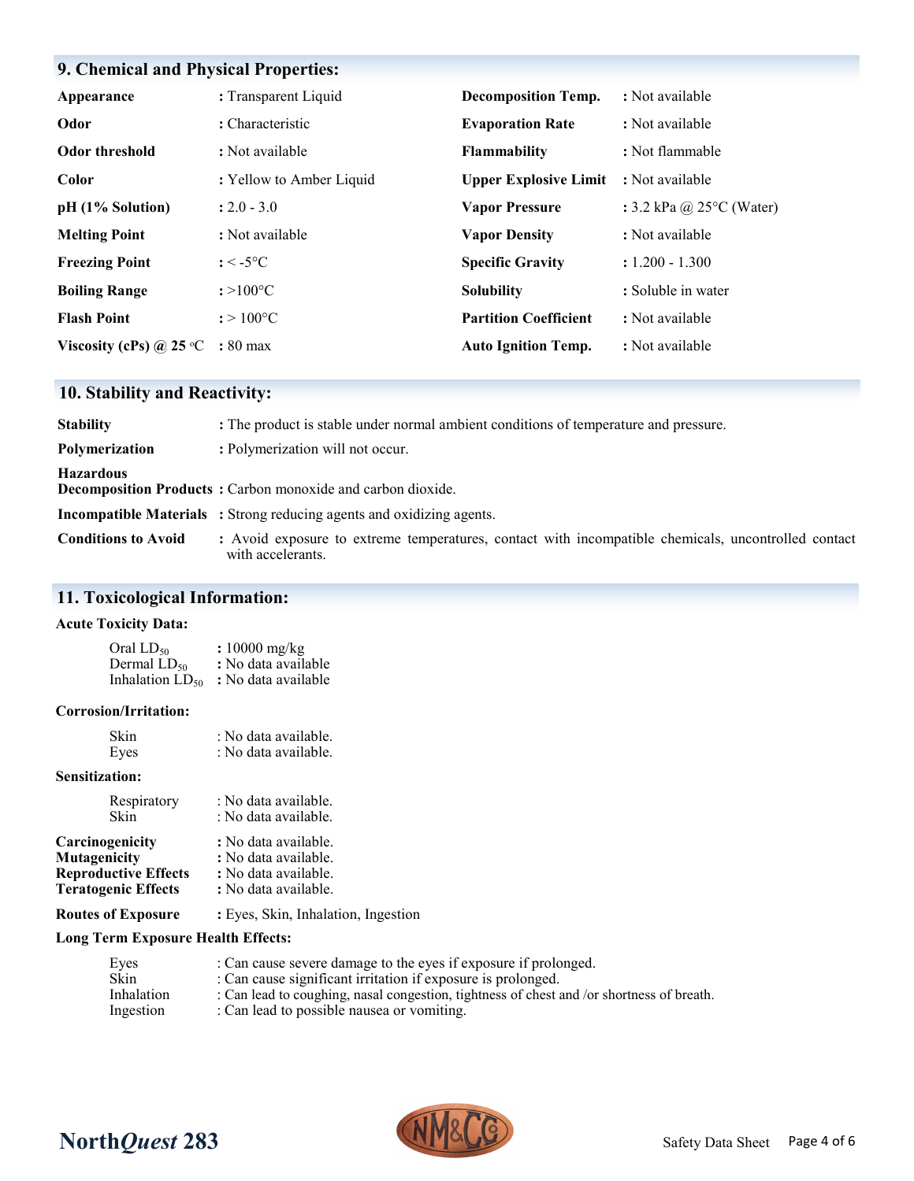## 9. Chemical and Physical Properties:

| Property | Value | Property | Value |
|---|---|---|---|
| **Appearance** | : Transparent Liquid | **Decomposition Temp.** | : Not available |
| **Odor** | : Characteristic | **Evaporation Rate** | : Not available |
| **Odor threshold** | : Not available | **Flammability** | : Not flammable |
| **Color** | : Yellow to Amber Liquid | **Upper Explosive Limit** | : Not available |
| **pH (1% Solution)** | : 2.0 - 3.0 | **Vapor Pressure** | : 3.2 kPa @ 25°C (Water) |
| **Melting Point** | : Not available | **Vapor Density** | : Not available |
| **Freezing Point** | : < -5°C | **Specific Gravity** | : 1.200 - 1.300 |
| **Boiling Range** | : >100°C | **Solubility** | : Soluble in water |
| **Flash Point** | : > 100°C | **Partition Coefficient** | : Not available |
| **Viscosity (cPs) @ 25 °C** | : 80 max | **Auto Ignition Temp.** | : Not available |

## 10. Stability and Reactivity:

**Stability** : The product is stable under normal ambient conditions of temperature and pressure.

**Polymerization** : Polymerization will not occur.

**Hazardous Decomposition Products** : Carbon monoxide and carbon dioxide.

**Incompatible Materials** : Strong reducing agents and oxidizing agents.

**Conditions to Avoid** : Avoid exposure to extreme temperatures, contact with incompatible chemicals, uncontrolled contact with accelerants.

## 11. Toxicological Information:

**Acute Toxicity Data:**

Oral $LD_{50}$ : 10000 mg/kg
Dermal $LD_{50}$ : No data available
Inhalation $LD_{50}$ : No data available

**Corrosion/Irritation:**

Skin : No data available.
Eyes : No data available.

**Sensitization:**

Respiratory : No data available.
Skin : No data available.

**Carcinogenicity** : No data available.
**Mutagenicity** : No data available.
**Reproductive Effects** : No data available.
**Teratogenic Effects** : No data available.

**Routes of Exposure** : Eyes, Skin, Inhalation, Ingestion

**Long Term Exposure Health Effects:**

Eyes : Can cause severe damage to the eyes if exposure if prolonged.
Skin : Can cause significant irritation if exposure is prolonged.
Inhalation : Can lead to coughing, nasal congestion, tightness of chest and /or shortness of breath.
Ingestion : Can lead to possible nausea or vomiting.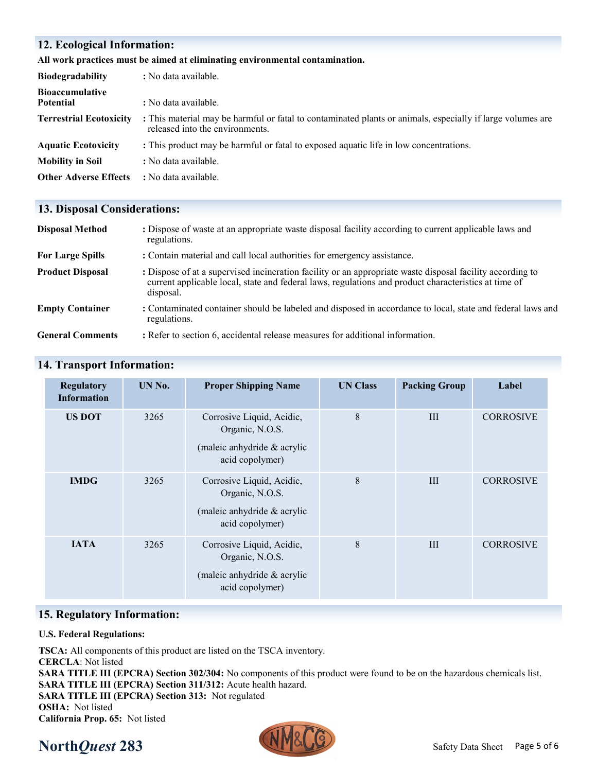## 12. Ecological Information:

**All work practices must be aimed at eliminating environmental contamination.**

**Biodegradability** : No data available.

**Bioaccumulative Potential** : No data available.

**Terrestrial Ecotoxicity** : This material may be harmful or fatal to contaminated plants or animals, especially if large volumes are released into the environments.

**Aquatic Ecotoxicity** : This product may be harmful or fatal to exposed aquatic life in low concentrations.

**Mobility in Soil** : No data available.

**Other Adverse Effects** : No data available.

## 13. Disposal Considerations:

**Disposal Method** : Dispose of waste at an appropriate waste disposal facility according to current applicable laws and regulations.

**For Large Spills** : Contain material and call local authorities for emergency assistance.

**Product Disposal** : Dispose of at a supervised incineration facility or an appropriate waste disposal facility according to current applicable local, state and federal laws, regulations and product characteristics at time of disposal.

**Empty Container** : Contaminated container should be labeled and disposed in accordance to local, state and federal laws and regulations.

**General Comments** : Refer to section 6, accidental release measures for additional information.

## 14. Transport Information:

| Regulatory Information | UN No. | Proper Shipping Name | UN Class | Packing Group | Label |
|---|---|---|---|---|---|
| **US DOT** | 3265 | Corrosive Liquid, Acidic, Organic, N.O.S. (maleic anhydride & acrylic acid copolymer) | 8 | III | CORROSIVE |
| **IMDG** | 3265 | Corrosive Liquid, Acidic, Organic, N.O.S. (maleic anhydride & acrylic acid copolymer) | 8 | III | CORROSIVE |
| **IATA** | 3265 | Corrosive Liquid, Acidic, Organic, N.O.S. (maleic anhydride & acrylic acid copolymer) | 8 | III | CORROSIVE |

## 15. Regulatory Information:

**U.S. Federal Regulations:**

**TSCA:** All components of this product are listed on the TSCA inventory.
**CERCLA**: Not listed
**SARA TITLE III (EPCRA) Section 302/304:** No components of this product were found to be on the hazardous chemicals list.
**SARA TITLE III (EPCRA) Section 311/312:** Acute health hazard.
**SARA TITLE III (EPCRA) Section 313:** Not regulated
**OSHA:** Not listed
**California Prop. 65:** Not listed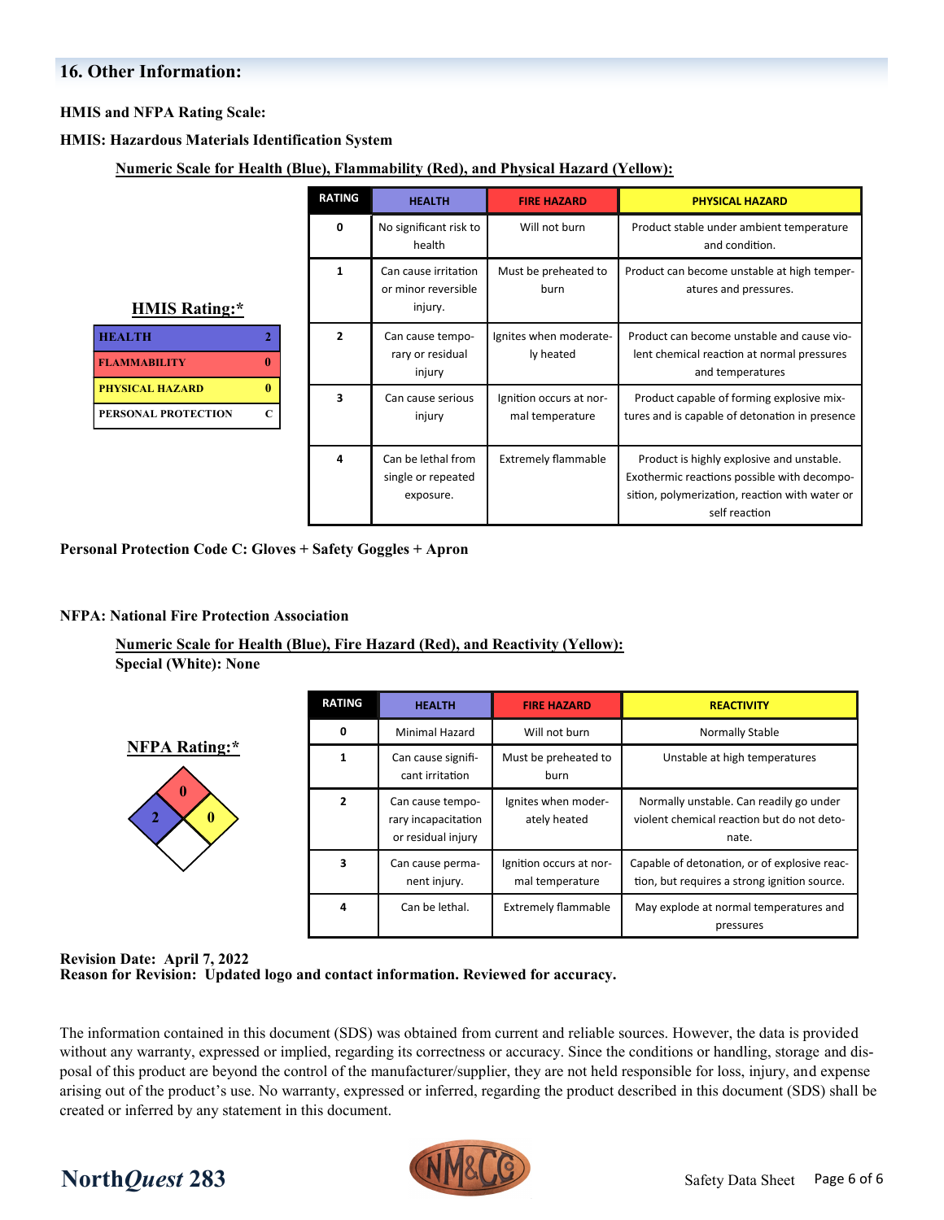## 16. Other Information:

**HMIS and NFPA Rating Scale:**

**HMIS: Hazardous Materials Identification System**

**Numeric Scale for Health (Blue), Flammability (Red), and Physical Hazard (Yellow):**

**HMIS Rating:***

| | |
|---|---|
| HEALTH | 2 |
| FLAMMABILITY | 0 |
| PHYSICAL HAZARD | 0 |
| PERSONAL PROTECTION | C |

| RATING | HEALTH | FIRE HAZARD | PHYSICAL HAZARD |
|---|---|---|---|
| 0 | No significant risk to health | Will not burn | Product stable under ambient temperature and condition. |
| 1 | Can cause irritation or minor reversible injury. | Must be preheated to burn | Product can become unstable at high temperatures and pressures. |
| 2 | Can cause temporary or residual injury | Ignites when moderately heated | Product can become unstable and cause violent chemical reaction at normal pressures and temperatures |
| 3 | Can cause serious injury | Ignition occurs at normal temperature | Product capable of forming explosive mixtures and is capable of detonation in presence |
| 4 | Can be lethal from single or repeated exposure. | Extremely flammable | Product is highly explosive and unstable. Exothermic reactions possible with decomposition, polymerization, reaction with water or self reaction |

**Personal Protection Code C: Gloves + Safety Goggles + Apron**

**NFPA: National Fire Protection Association**

**Numeric Scale for Health (Blue), Fire Hazard (Red), and Reactivity (Yellow):**
**Special (White): None**

**NFPA Rating:***

Health: 2
Fire Hazard: 0
Reactivity: 0

| RATING | HEALTH | FIRE HAZARD | REACTIVITY |
|---|---|---|---|
| 0 | Minimal Hazard | Will not burn | Normally Stable |
| 1 | Can cause significant irritation | Must be preheated to burn | Unstable at high temperatures |
| 2 | Can cause temporary incapacitation or residual injury | Ignites when moderately heated | Normally unstable. Can readily go under violent chemical reaction but do not detonate. |
| 3 | Can cause permanent injury. | Ignition occurs at normal temperature | Capable of detonation, or of explosive reaction, but requires a strong ignition source. |
| 4 | Can be lethal. | Extremely flammable | May explode at normal temperatures and pressures |

**Revision Date: April 7, 2022**
**Reason for Revision: Updated logo and contact information. Reviewed for accuracy.**

The information contained in this document (SDS) was obtained from current and reliable sources. However, the data is provided without any warranty, expressed or implied, regarding its correctness or accuracy. Since the conditions or handling, storage and disposal of this product are beyond the control of the manufacturer/supplier, they are not held responsible for loss, injury, and expense arising out of the product's use. No warranty, expressed or inferred, regarding the product described in this document (SDS) shall be created or inferred by any statement in this document.